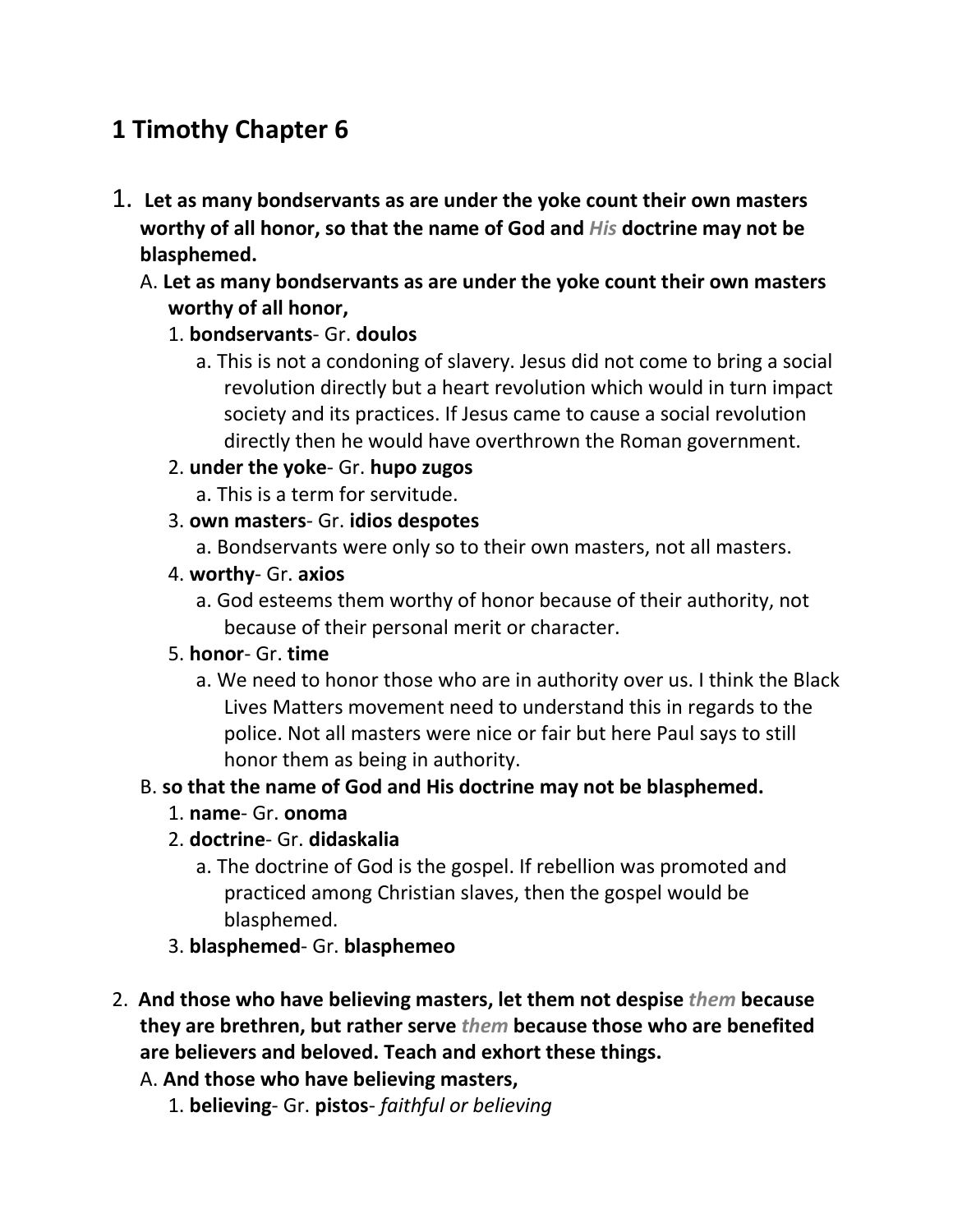# 1 Timothy Chapter 6

1. **Let as many bondservants as are under the yoke count their own masters worthy of all honor, so that the name of God and *His* doctrine may not be blasphemed.**
   A. **Let as many bondservants as are under the yoke count their own masters worthy of all honor,**
      1. **bondservants**- Gr. **doulos**
         a. This is not a condoning of slavery. Jesus did not come to bring a social revolution directly but a heart revolution which would in turn impact society and its practices. If Jesus came to cause a social revolution directly then he would have overthrown the Roman government.
      2. **under the yoke**- Gr. **hupo zugos**
         a. This is a term for servitude.
      3. **own masters**- Gr. **idios despotes**
         a. Bondservants were only so to their own masters, not all masters.
      4. **worthy**- Gr. **axios**
         a. God esteems them worthy of honor because of their authority, not because of their personal merit or character.
      5. **honor**- Gr. **time**
         a. We need to honor those who are in authority over us. I think the Black Lives Matters movement need to understand this in regards to the police. Not all masters were nice or fair but here Paul says to still honor them as being in authority.

   B. **so that the name of God and His doctrine may not be blasphemed.**
      1. **name**- Gr. **onoma**
      2. **doctrine**- Gr. **didaskalia**
         a. The doctrine of God is the gospel. If rebellion was promoted and practiced among Christian slaves, then the gospel would be blasphemed.
      3. **blasphemed**- Gr. **blasphemeo**

2. **And those who have believing masters, let them not despise *them* because they are brethren, but rather serve *them* because those who are benefited are believers and beloved. Teach and exhort these things.**
   A. **And those who have believing masters,**
      1. **believing**- Gr. **pistos**- *faithful or believing*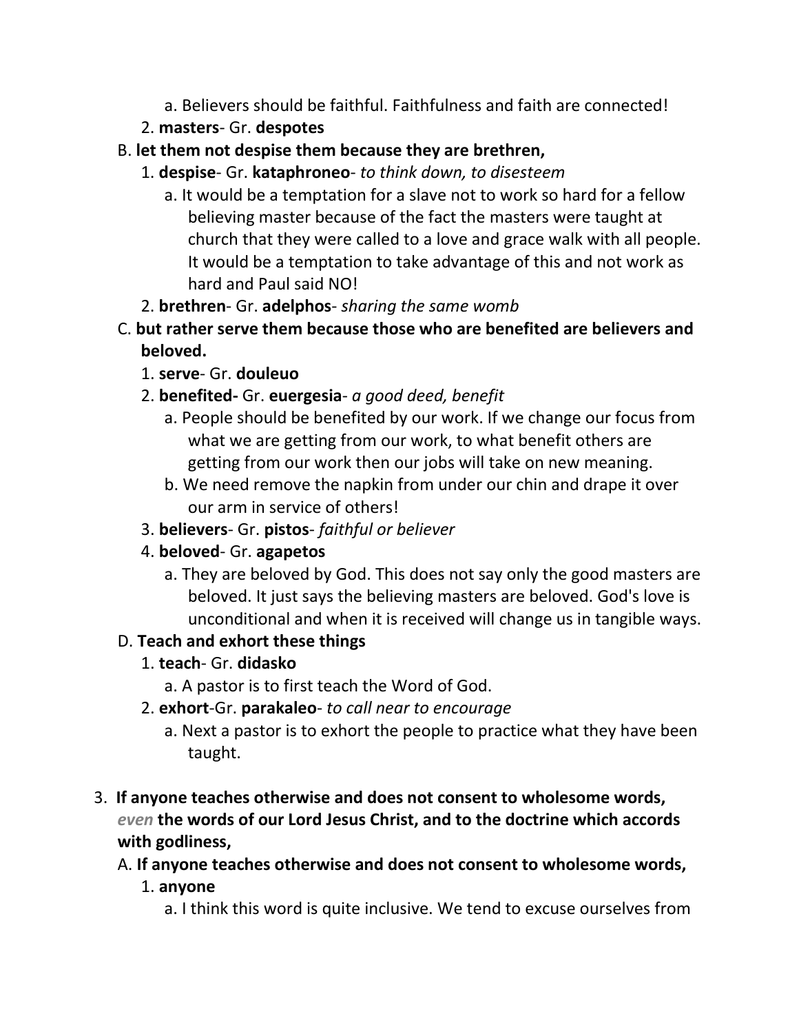a. Believers should be faithful. Faithfulness and faith are connected!
      2. **masters**- Gr. **despotes**
   B. **let them not despise them because they are brethren,**
      1. **despise**- Gr. **kataphroneo**- *to think down, to disesteem*
         a. It would be a temptation for a slave not to work so hard for a fellow believing master because of the fact the masters were taught at church that they were called to a love and grace walk with all people. It would be a temptation to take advantage of this and not work as hard and Paul said NO!
      2. **brethren**- Gr. **adelphos**- *sharing the same womb*
   C. **but rather serve them because those who are benefited are believers and beloved.**
      1. **serve**- Gr. **douleuo**
      2. **benefited-** Gr. **euergesia**- *a good deed, benefit*
         a. People should be benefited by our work. If we change our focus from what we are getting from our work, to what benefit others are getting from our work then our jobs will take on new meaning.
         b. We need remove the napkin from under our chin and drape it over our arm in service of others!
      3. **believers**- Gr. **pistos**- *faithful or believer*
      4. **beloved**- Gr. **agapetos**
         a. They are beloved by God. This does not say only the good masters are beloved. It just says the believing masters are beloved. God's love is unconditional and when it is received will change us in tangible ways.
   D. **Teach and exhort these things**
      1. **teach**- Gr. **didasko**
         a. A pastor is to first teach the Word of God.
      2. **exhort**-Gr. **parakaleo**- *to call near to encourage*
         a. Next a pastor is to exhort the people to practice what they have been taught.

3. **If anyone teaches otherwise and does not consent to wholesome words,** ***even*** **the words of our Lord Jesus Christ, and to the doctrine which accords with godliness,**
   A. **If anyone teaches otherwise and does not consent to wholesome words,**
      1. **anyone**
         a. I think this word is quite inclusive. We tend to excuse ourselves from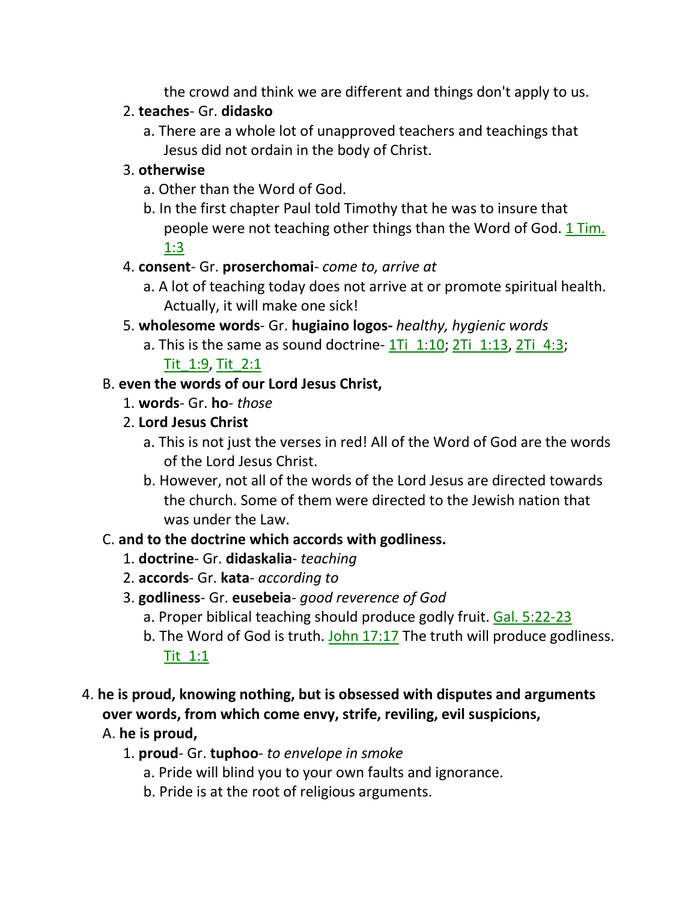the crowd and think we are different and things don't apply to us.

2. **teaches**- Gr. **didasko**
   a. There are a whole lot of unapproved teachers and teachings that Jesus did not ordain in the body of Christ.
3. **otherwise**
   a. Other than the Word of God.
   b. In the first chapter Paul told Timothy that he was to insure that people were not teaching other things than the Word of God. 1 Tim. 1:3
4. **consent**- Gr. **proserchomai**- *come to, arrive at*
   a. A lot of teaching today does not arrive at or promote spiritual health. Actually, it will make one sick!
5. **wholesome words**- Gr. **hugiaino logos-** *healthy, hygienic words*
   a. This is the same as sound doctrine- 1Ti_1:10; 2Ti_1:13, 2Ti_4:3; Tit_1:9, Tit_2:1

B. **even the words of our Lord Jesus Christ,**

1. **words**- Gr. **ho**- *those*
2. **Lord Jesus Christ**
   a. This is not just the verses in red! All of the Word of God are the words of the Lord Jesus Christ.
   b. However, not all of the words of the Lord Jesus are directed towards the church. Some of them were directed to the Jewish nation that was under the Law.

C. **and to the doctrine which accords with godliness.**

1. **doctrine**- Gr. **didaskalia**- *teaching*
2. **accords**- Gr. **kata**- *according to*
3. **godliness**- Gr. **eusebeia**- *good reverence of God*
   a. Proper biblical teaching should produce godly fruit. Gal. 5:22-23
   b. The Word of God is truth. John 17:17 The truth will produce godliness. Tit_1:1

4. **he is proud, knowing nothing, but is obsessed with disputes and arguments over words, from which come envy, strife, reviling, evil suspicions,**

A. **he is proud,**

1. **proud**- Gr. **tuphoo**- *to envelope in smoke*
   a. Pride will blind you to your own faults and ignorance.
   b. Pride is at the root of religious arguments.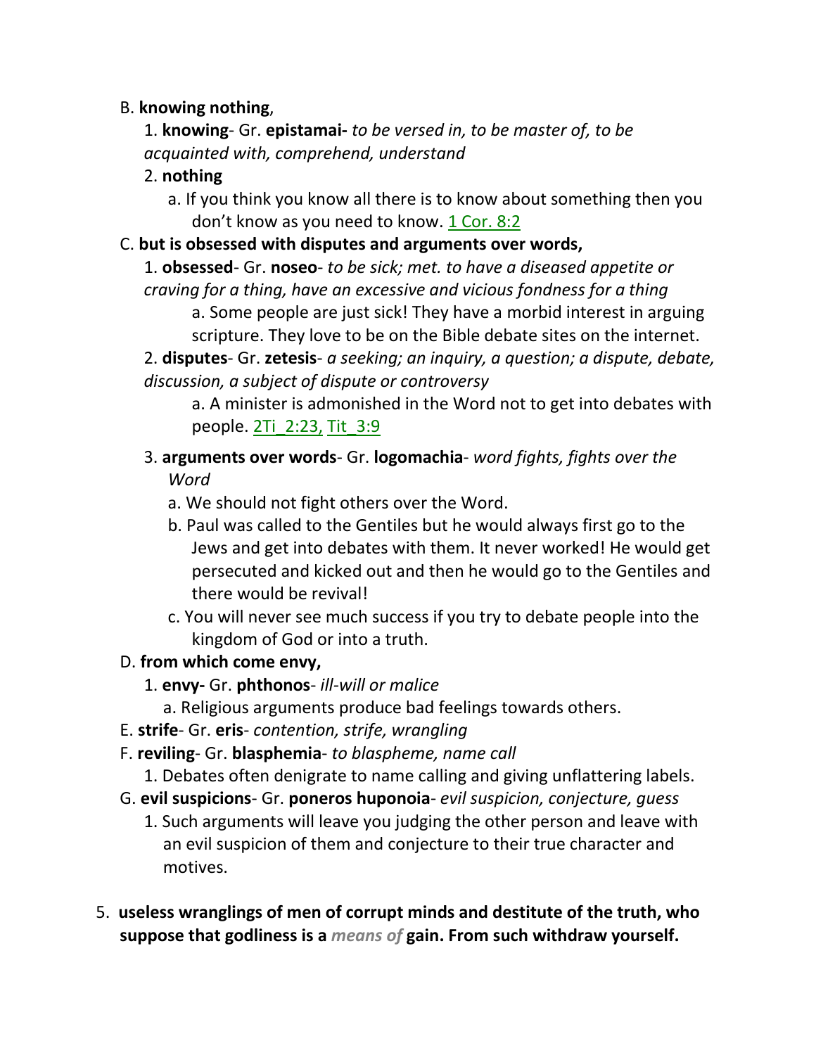B. **knowing nothing**,

1. **knowing**- Gr. **epistamai-** *to be versed in, to be master of, to be acquainted with, comprehend, understand*

2. **nothing**

a. If you think you know all there is to know about something then you don't know as you need to know. 1 Cor. 8:2

C. **but is obsessed with disputes and arguments over words,**

1. **obsessed**- Gr. **noseo**- *to be sick; met. to have a diseased appetite or craving for a thing, have an excessive and vicious fondness for a thing*

a. Some people are just sick! They have a morbid interest in arguing scripture. They love to be on the Bible debate sites on the internet.

2. **disputes**- Gr. **zetesis**- *a seeking; an inquiry, a question; a dispute, debate, discussion, a subject of dispute or controversy*

a. A minister is admonished in the Word not to get into debates with people. 2Ti_2:23, Tit_3:9

3. **arguments over words**- Gr. **logomachia**- *word fights, fights over the Word*

a. We should not fight others over the Word.

b. Paul was called to the Gentiles but he would always first go to the Jews and get into debates with them. It never worked! He would get persecuted and kicked out and then he would go to the Gentiles and there would be revival!

c. You will never see much success if you try to debate people into the kingdom of God or into a truth.

D. **from which come envy,**

1. **envy-** Gr. **phthonos**- *ill-will or malice*

a. Religious arguments produce bad feelings towards others.

E. **strife**- Gr. **eris**- *contention, strife, wrangling*

F. **reviling**- Gr. **blasphemia**- *to blaspheme, name call*

1. Debates often denigrate to name calling and giving unflattering labels.

G. **evil suspicions**- Gr. **poneros huponoia**- *evil suspicion, conjecture, guess*

1. Such arguments will leave you judging the other person and leave with an evil suspicion of them and conjecture to their true character and motives.

5. **useless wranglings of men of corrupt minds and destitute of the truth, who suppose that godliness is a *means of* gain. From such withdraw yourself.**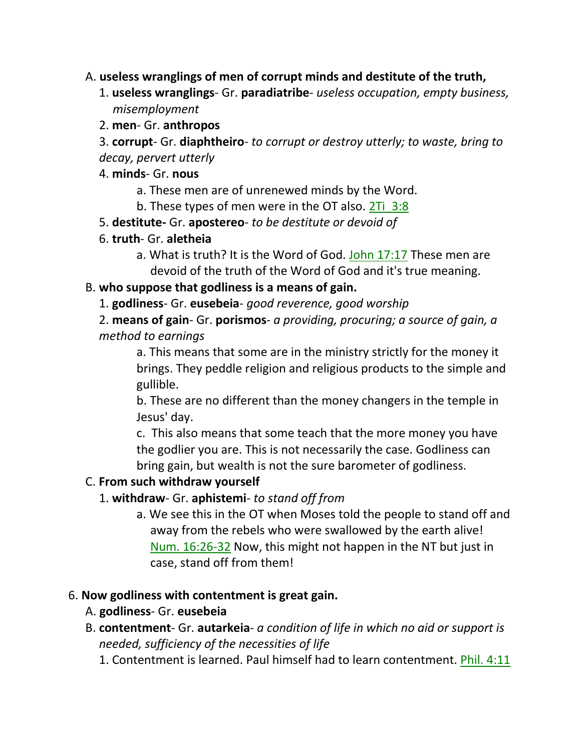A. **useless wranglings of men of corrupt minds and destitute of the truth,**

1. **useless wranglings**- Gr. **paradiatribe**- *useless occupation, empty business, misemployment*
2. **men**- Gr. **anthropos**
3. **corrupt**- Gr. **diaphtheiro**- *to corrupt or destroy utterly; to waste, bring to decay, pervert utterly*
4. **minds**- Gr. **nous**
   - a. These men are of unrenewed minds by the Word.
   - b. These types of men were in the OT also. 2Ti 3:8
5. **destitute-** Gr. **apostereo**- *to be destitute or devoid of*
6. **truth**- Gr. **aletheia**
   - a. What is truth? It is the Word of God. John 17:17 These men are devoid of the truth of the Word of God and it's true meaning.

B. **who suppose that godliness is a means of gain.**

1. **godliness**- Gr. **eusebeia**- *good reverence, good worship*
2. **means of gain**- Gr. **porismos**- *a providing, procuring; a source of gain, a method to earnings*
   - a. This means that some are in the ministry strictly for the money it brings. They peddle religion and religious products to the simple and gullible.
   - b. These are no different than the money changers in the temple in Jesus' day.
   - c. This also means that some teach that the more money you have the godlier you are. This is not necessarily the case. Godliness can bring gain, but wealth is not the sure barometer of godliness.

C. **From such withdraw yourself**

1. **withdraw**- Gr. **aphistemi**- *to stand off from*
   - a. We see this in the OT when Moses told the people to stand off and away from the rebels who were swallowed by the earth alive! Num. 16:26-32 Now, this might not happen in the NT but just in case, stand off from them!

6. **Now godliness with contentment is great gain.**

A. **godliness**- Gr. **eusebeia**

B. **contentment**- Gr. **autarkeia**- *a condition of life in which no aid or support is needed, sufficiency of the necessities of life*

1. Contentment is learned. Paul himself had to learn contentment. Phil. 4:11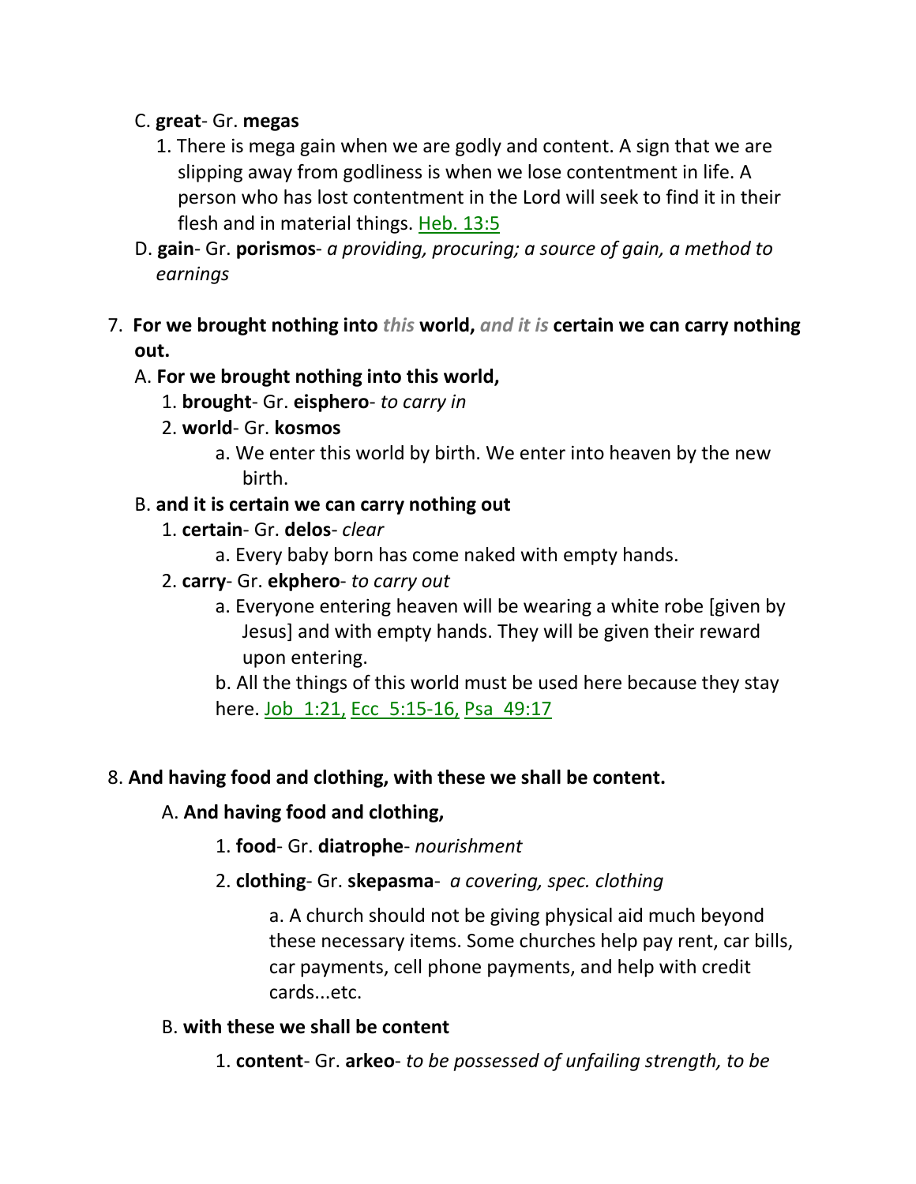C. **great**- Gr. **megas**

1. There is mega gain when we are godly and content. A sign that we are slipping away from godliness is when we lose contentment in life. A person who has lost contentment in the Lord will seek to find it in their flesh and in material things. Heb. 13:5

D. **gain**- Gr. **porismos**- *a providing, procuring; a source of gain, a method to earnings*

7. **For we brought nothing into** *this* **world,** *and it is* **certain we can carry nothing out.**

A. **For we brought nothing into this world,**

1. **brought**- Gr. **eisphero**- *to carry in*
2. **world**- Gr. **kosmos**
   a. We enter this world by birth. We enter into heaven by the new birth.

B. **and it is certain we can carry nothing out**

1. **certain**- Gr. **delos**- *clear*
   a. Every baby born has come naked with empty hands.
2. **carry**- Gr. **ekphero**- *to carry out*
   a. Everyone entering heaven will be wearing a white robe [given by Jesus] and with empty hands. They will be given their reward upon entering.
   b. All the things of this world must be used here because they stay here. Job 1:21, Ecc 5:15-16, Psa 49:17

8. **And having food and clothing, with these we shall be content.**

A. **And having food and clothing,**

1. **food**- Gr. **diatrophe**- *nourishment*
2. **clothing**- Gr. **skepasma**- *a covering, spec. clothing*
   a. A church should not be giving physical aid much beyond these necessary items. Some churches help pay rent, car bills, car payments, cell phone payments, and help with credit cards...etc.

B. **with these we shall be content**

1. **content**- Gr. **arkeo**- *to be possessed of unfailing strength, to be*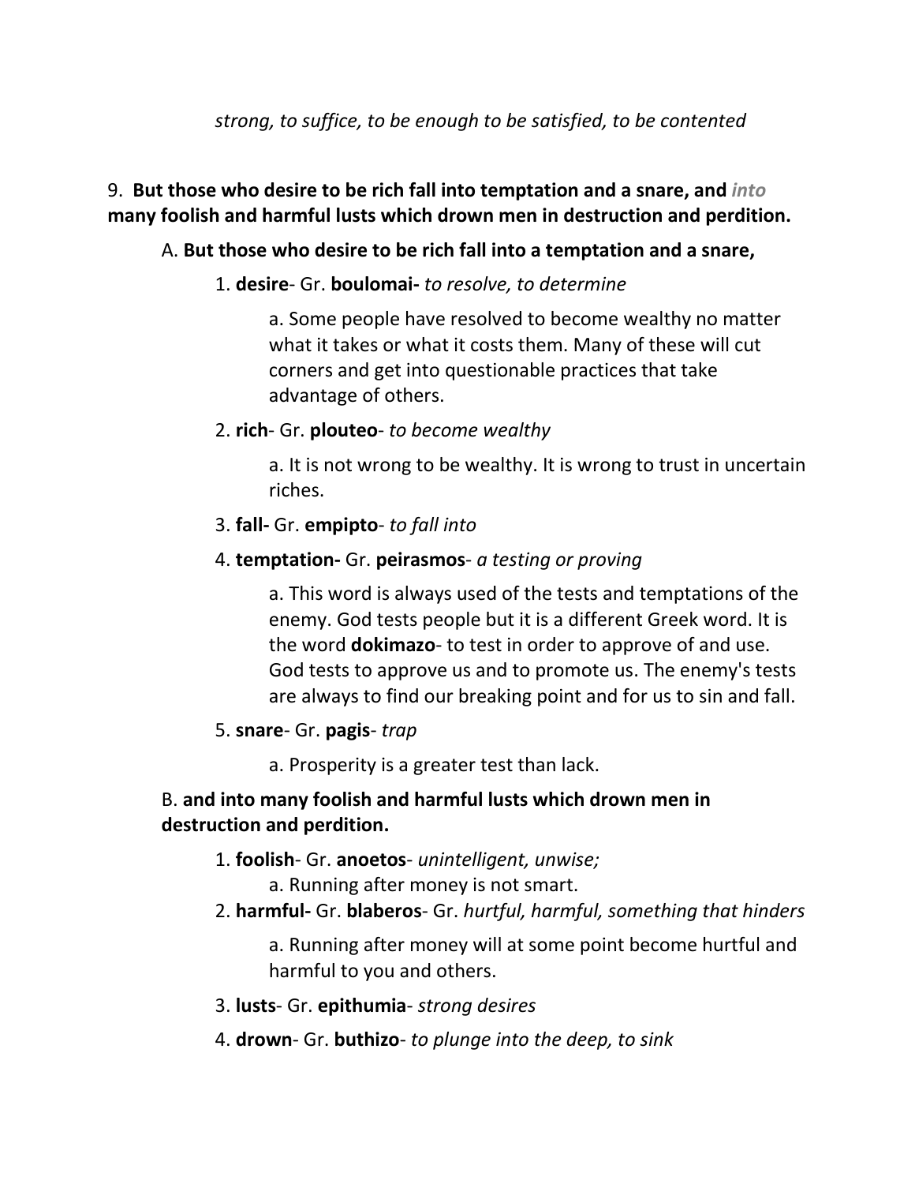*strong, to suffice, to be enough to be satisfied, to be contented*

9. **But those who desire to be rich fall into temptation and a snare, and *into* many foolish and harmful lusts which drown men in destruction and perdition.**

A. **But those who desire to be rich fall into a temptation and a snare,**

1. **desire**- Gr. **boulomai-** *to resolve, to determine*

    a. Some people have resolved to become wealthy no matter what it takes or what it costs them. Many of these will cut corners and get into questionable practices that take advantage of others.

2. **rich**- Gr. **plouteo**- *to become wealthy*

    a. It is not wrong to be wealthy. It is wrong to trust in uncertain riches.

3. **fall-** Gr. **empipto**- *to fall into*

4. **temptation-** Gr. **peirasmos**- *a testing or proving*

    a. This word is always used of the tests and temptations of the enemy. God tests people but it is a different Greek word. It is the word **dokimazo**- to test in order to approve of and use. God tests to approve us and to promote us. The enemy's tests are always to find our breaking point and for us to sin and fall.

5. **snare**- Gr. **pagis**- *trap*

    a. Prosperity is a greater test than lack.

B. **and into many foolish and harmful lusts which drown men in destruction and perdition.**

1. **foolish**- Gr. **anoetos**- *unintelligent, unwise;*

    a. Running after money is not smart.

2. **harmful-** Gr. **blaberos**- Gr. *hurtful, harmful, something that hinders*

    a. Running after money will at some point become hurtful and harmful to you and others.

3. **lusts**- Gr. **epithumia**- *strong desires*

4. **drown**- Gr. **buthizo**- *to plunge into the deep, to sink*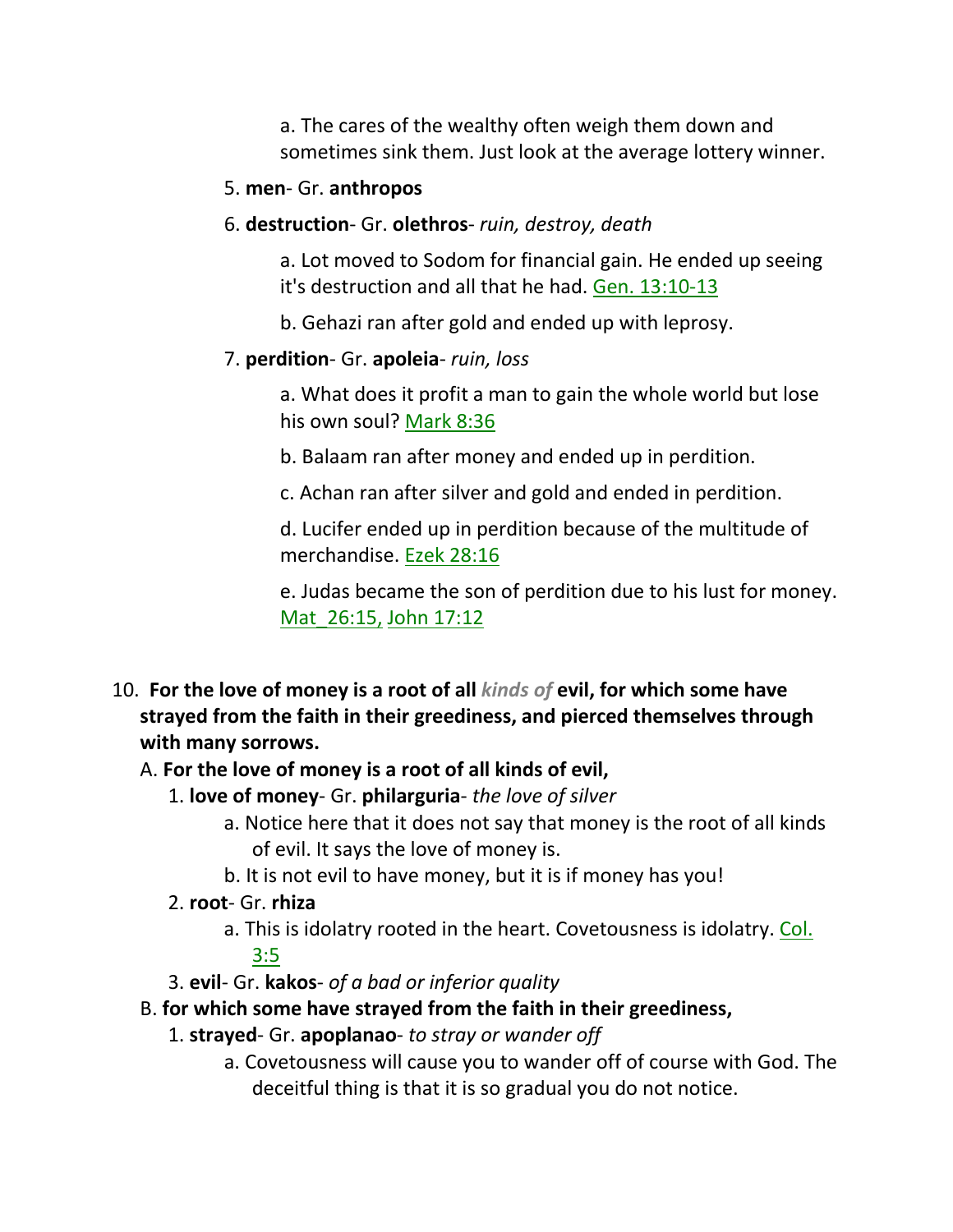a. The cares of the wealthy often weigh them down and sometimes sink them. Just look at the average lottery winner.

5. **men**- Gr. **anthropos**

6. **destruction**- Gr. **olethros**- *ruin, destroy, death*

    a. Lot moved to Sodom for financial gain. He ended up seeing it's destruction and all that he had. Gen. 13:10-13

    b. Gehazi ran after gold and ended up with leprosy.

7. **perdition**- Gr. **apoleia**- *ruin, loss*

    a. What does it profit a man to gain the whole world but lose his own soul? Mark 8:36

    b. Balaam ran after money and ended up in perdition.

    c. Achan ran after silver and gold and ended in perdition.

    d. Lucifer ended up in perdition because of the multitude of merchandise. Ezek 28:16

    e. Judas became the son of perdition due to his lust for money. Mat_26:15, John 17:12

10. **For the love of money is a root of all *kinds of* evil, for which some have strayed from the faith in their greediness, and pierced themselves through with many sorrows.**

A. **For the love of money is a root of all kinds of evil,**

1. **love of money**- Gr. **philarguria**- *the love of silver*

    a. Notice here that it does not say that money is the root of all kinds of evil. It says the love of money is.

    b. It is not evil to have money, but it is if money has you!

2. **root**- Gr. **rhiza**

    a. This is idolatry rooted in the heart. Covetousness is idolatry. Col. 3:5

3. **evil**- Gr. **kakos**- *of a bad or inferior quality*

B. **for which some have strayed from the faith in their greediness,**

1. **strayed**- Gr. **apoplanao**- *to stray or wander off*

    a. Covetousness will cause you to wander off of course with God. The deceitful thing is that it is so gradual you do not notice.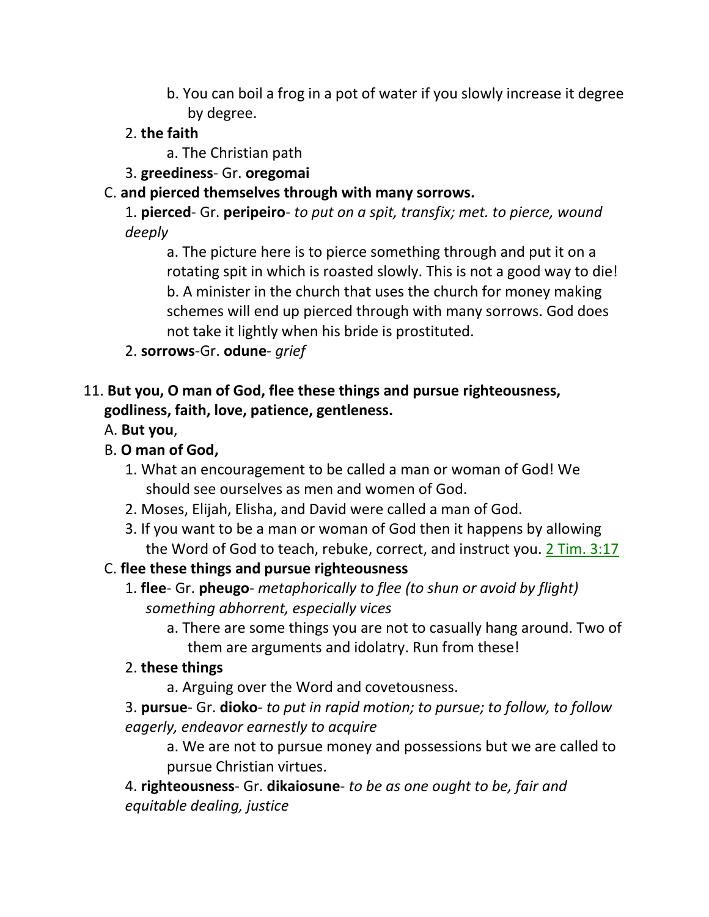b. You can boil a frog in a pot of water if you slowly increase it degree by degree.

2. **the faith**

a. The Christian path

3. **greediness**- Gr. **oregomai**

C. **and pierced themselves through with many sorrows.**

1. **pierced**- Gr. **peripeiro**- *to put on a spit, transfix; met. to pierce, wound deeply*

a. The picture here is to pierce something through and put it on a rotating spit in which is roasted slowly. This is not a good way to die!

b. A minister in the church that uses the church for money making schemes will end up pierced through with many sorrows. God does not take it lightly when his bride is prostituted.

2. **sorrows**-Gr. **odune**- *grief*

11. **But you, O man of God, flee these things and pursue righteousness, godliness, faith, love, patience, gentleness.**

A. **But you**,

B. **O man of God,**

1. What an encouragement to be called a man or woman of God! We should see ourselves as men and women of God.

2. Moses, Elijah, Elisha, and David were called a man of God.

3. If you want to be a man or woman of God then it happens by allowing the Word of God to teach, rebuke, correct, and instruct you. 2 Tim. 3:17

C. **flee these things and pursue righteousness**

1. **flee**- Gr. **pheugo**- *metaphorically to flee (to shun or avoid by flight) something abhorrent, especially vices*

a. There are some things you are not to casually hang around. Two of them are arguments and idolatry. Run from these!

2. **these things**

a. Arguing over the Word and covetousness.

3. **pursue**- Gr. **dioko**- *to put in rapid motion; to pursue; to follow, to follow eagerly, endeavor earnestly to acquire*

a. We are not to pursue money and possessions but we are called to pursue Christian virtues.

4. **righteousness**- Gr. **dikaiosune**- *to be as one ought to be, fair and equitable dealing, justice*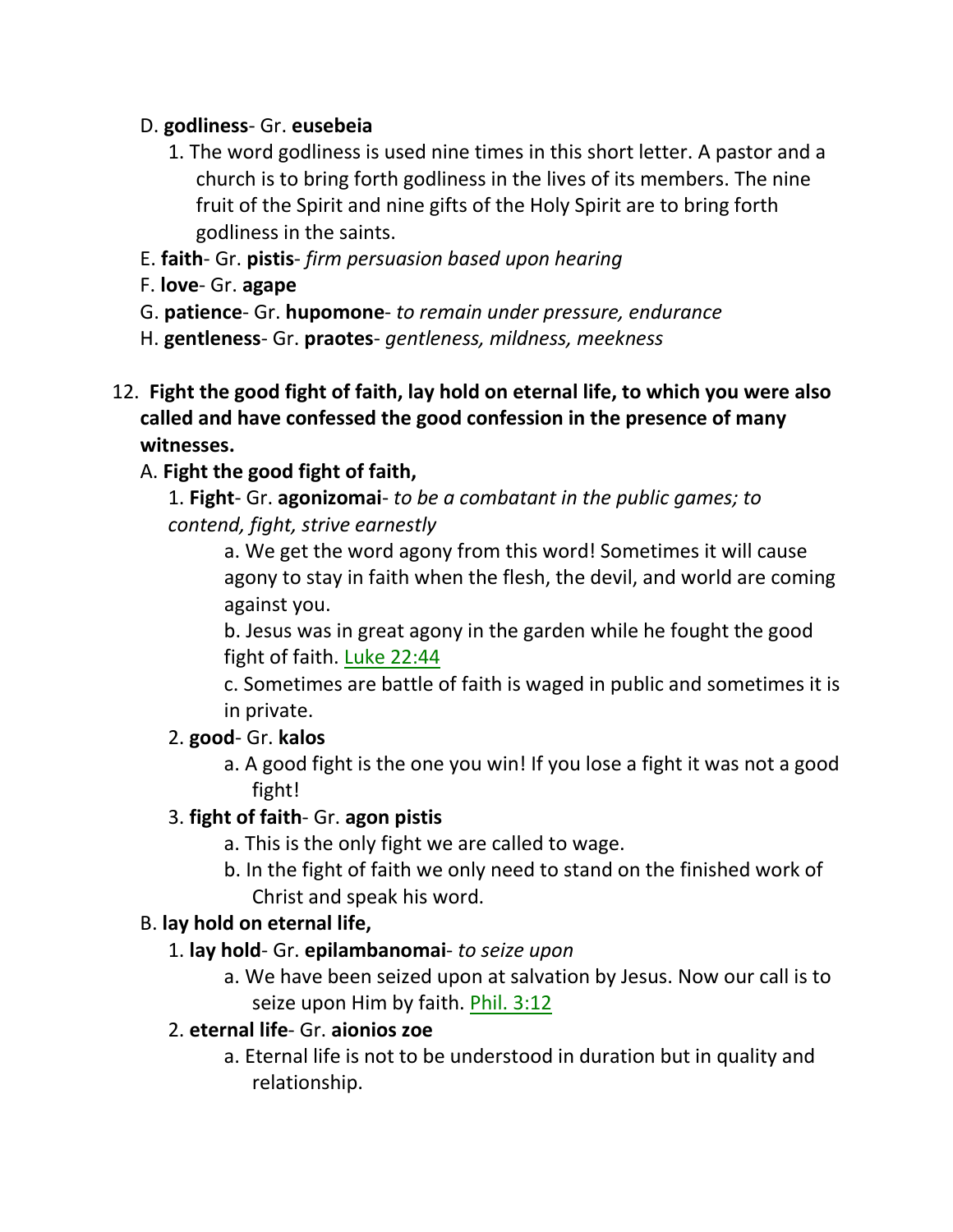D. **godliness**- Gr. **eusebeia**

1. The word godliness is used nine times in this short letter. A pastor and a church is to bring forth godliness in the lives of its members. The nine fruit of the Spirit and nine gifts of the Holy Spirit are to bring forth godliness in the saints.

E. **faith**- Gr. **pistis**- *firm persuasion based upon hearing*

F. **love**- Gr. **agape**

G. **patience**- Gr. **hupomone**- *to remain under pressure, endurance*

H. **gentleness**- Gr. **praotes**- *gentleness, mildness, meekness*

12. **Fight the good fight of faith, lay hold on eternal life, to which you were also called and have confessed the good confession in the presence of many witnesses.**

A. **Fight the good fight of faith,**

1. **Fight**- Gr. **agonizomai**- *to be a combatant in the public games; to contend, fight, strive earnestly*

a. We get the word agony from this word! Sometimes it will cause agony to stay in faith when the flesh, the devil, and world are coming against you.

b. Jesus was in great agony in the garden while he fought the good fight of faith. Luke 22:44

c. Sometimes are battle of faith is waged in public and sometimes it is in private.

2. **good**- Gr. **kalos**

a. A good fight is the one you win! If you lose a fight it was not a good fight!

3. **fight of faith**- Gr. **agon pistis**

a. This is the only fight we are called to wage.

b. In the fight of faith we only need to stand on the finished work of Christ and speak his word.

B. **lay hold on eternal life,**

1. **lay hold**- Gr. **epilambanomai**- *to seize upon*

a. We have been seized upon at salvation by Jesus. Now our call is to seize upon Him by faith. Phil. 3:12

2. **eternal life**- Gr. **aionios zoe**

a. Eternal life is not to be understood in duration but in quality and relationship.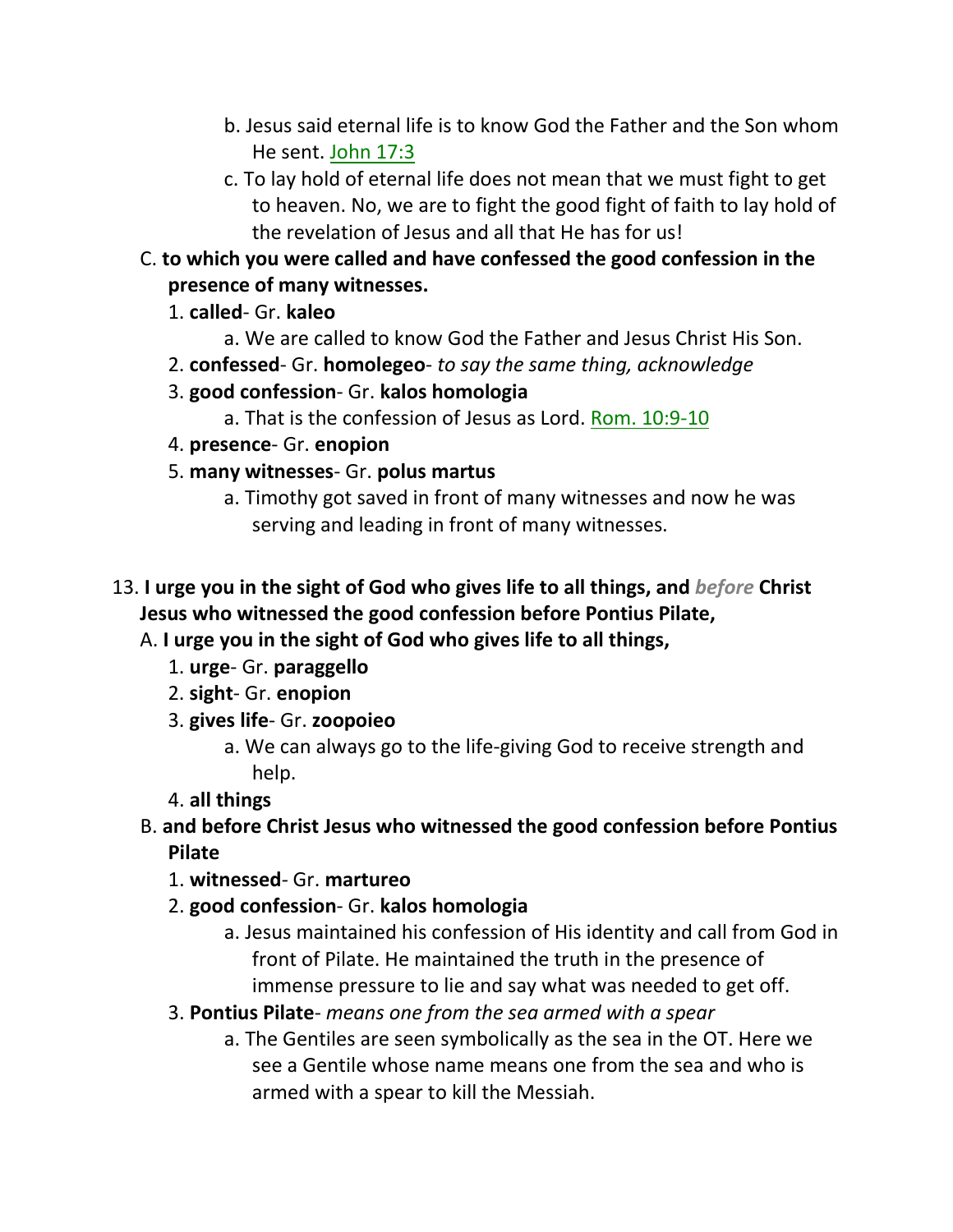b. Jesus said eternal life is to know God the Father and the Son whom He sent. John 17:3

c. To lay hold of eternal life does not mean that we must fight to get to heaven. No, we are to fight the good fight of faith to lay hold of the revelation of Jesus and all that He has for us!

C. **to which you were called and have confessed the good confession in the presence of many witnesses.**

1. **called**- Gr. **kaleo**
   a. We are called to know God the Father and Jesus Christ His Son.
2. **confessed**- Gr. **homolegeo**- *to say the same thing, acknowledge*
3. **good confession**- Gr. **kalos homologia**
   a. That is the confession of Jesus as Lord. Rom. 10:9-10
4. **presence**- Gr. **enopion**
5. **many witnesses**- Gr. **polus martus**
   a. Timothy got saved in front of many witnesses and now he was serving and leading in front of many witnesses.

13. **I urge you in the sight of God who gives life to all things, and** *before* **Christ Jesus who witnessed the good confession before Pontius Pilate,**

A. **I urge you in the sight of God who gives life to all things,**

1. **urge**- Gr. **paraggello**
2. **sight**- Gr. **enopion**
3. **gives life**- Gr. **zoopoieo**
   a. We can always go to the life-giving God to receive strength and help.
4. **all things**

B. **and before Christ Jesus who witnessed the good confession before Pontius Pilate**

1. **witnessed**- Gr. **martureo**
2. **good confession**- Gr. **kalos homologia**
   a. Jesus maintained his confession of His identity and call from God in front of Pilate. He maintained the truth in the presence of immense pressure to lie and say what was needed to get off.
3. **Pontius Pilate**- *means one from the sea armed with a spear*
   a. The Gentiles are seen symbolically as the sea in the OT. Here we see a Gentile whose name means one from the sea and who is armed with a spear to kill the Messiah.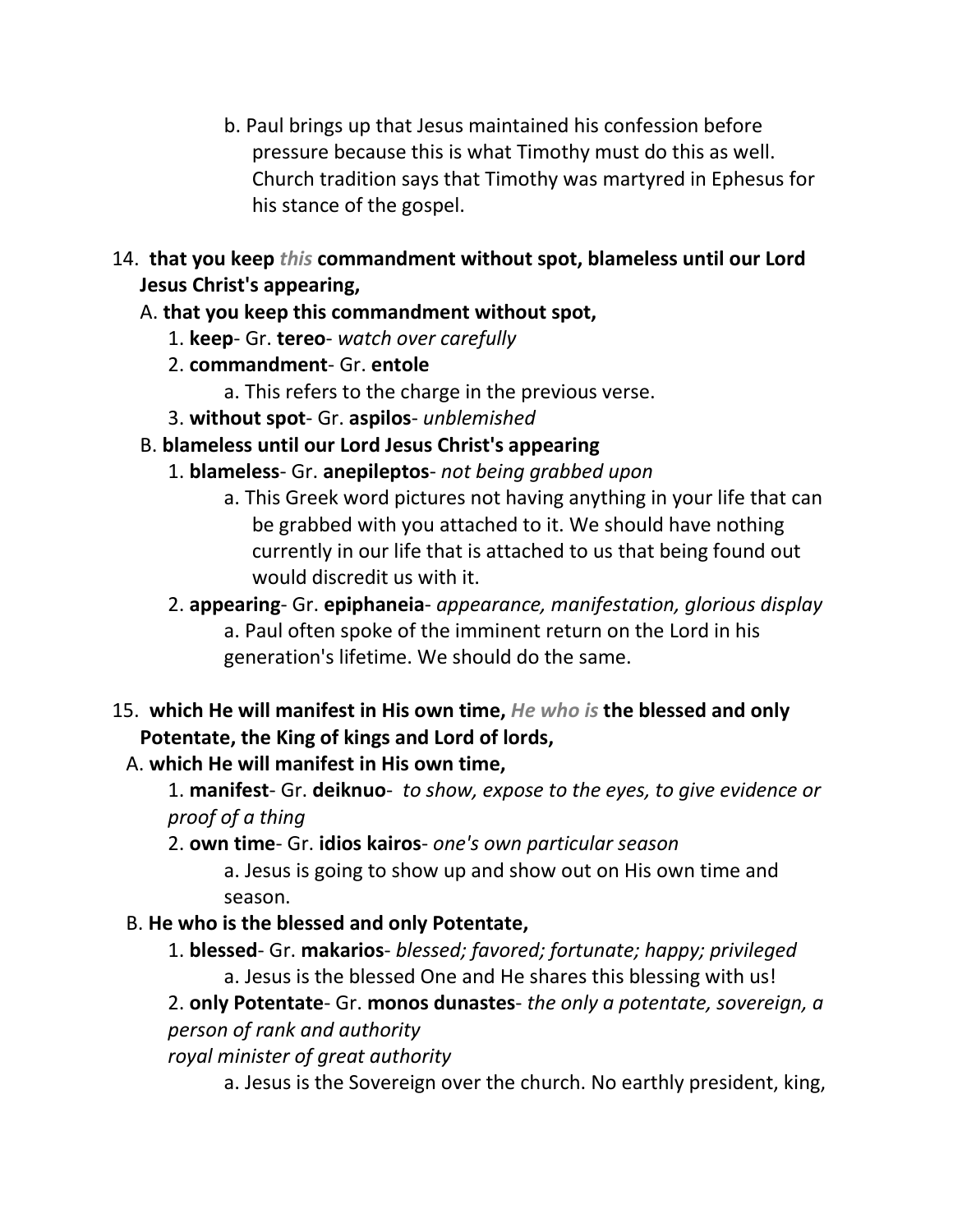b. Paul brings up that Jesus maintained his confession before pressure because this is what Timothy must do this as well. Church tradition says that Timothy was martyred in Ephesus for his stance of the gospel.

14. **that you keep *this* commandment without spot, blameless until our Lord Jesus Christ's appearing,**

A. **that you keep this commandment without spot,**

1. **keep**- Gr. **tereo**- *watch over carefully*
2. **commandment**- Gr. **entole**
   a. This refers to the charge in the previous verse.
3. **without spot**- Gr. **aspilos**- *unblemished*

B. **blameless until our Lord Jesus Christ's appearing**

1. **blameless**- Gr. **anepileptos**- *not being grabbed upon*
   a. This Greek word pictures not having anything in your life that can be grabbed with you attached to it. We should have nothing currently in our life that is attached to us that being found out would discredit us with it.
2. **appearing**- Gr. **epiphaneia**- *appearance, manifestation, glorious display*
   a. Paul often spoke of the imminent return on the Lord in his generation's lifetime. We should do the same.

15. **which He will manifest in His own time, *He who is* the blessed and only Potentate, the King of kings and Lord of lords,**

A. **which He will manifest in His own time,**

1. **manifest**- Gr. **deiknuo**- *to show, expose to the eyes, to give evidence or proof of a thing*
2. **own time**- Gr. **idios kairos**- *one's own particular season*
   a. Jesus is going to show up and show out on His own time and season.

B. **He who is the blessed and only Potentate,**

1. **blessed**- Gr. **makarios**- *blessed; favored; fortunate; happy; privileged*
   a. Jesus is the blessed One and He shares this blessing with us!
2. **only Potentate**- Gr. **monos dunastes**- *the only a potentate, sovereign, a person of rank and authority*
   *royal minister of great authority*
   a. Jesus is the Sovereign over the church. No earthly president, king,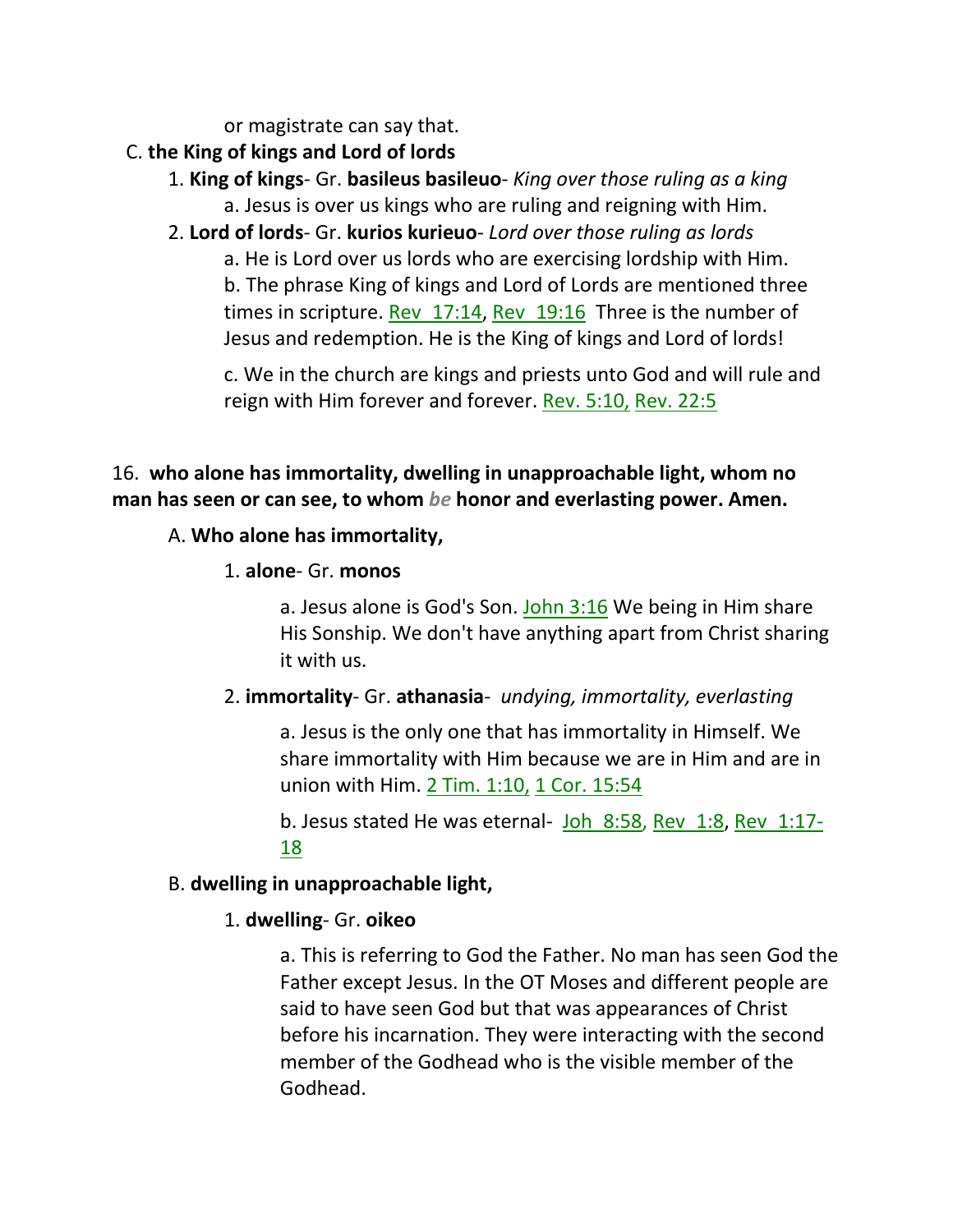or magistrate can say that.

C. **the King of kings and Lord of lords**

1. **King of kings**- Gr. **basileus basileuo**- *King over those ruling as a king*

   a. Jesus is over us kings who are ruling and reigning with Him.

2. **Lord of lords**- Gr. **kurios kurieuo**- *Lord over those ruling as lords*

   a. He is Lord over us lords who are exercising lordship with Him.

   b. The phrase King of kings and Lord of Lords are mentioned three times in scripture. Rev 17:14, Rev 19:16 Three is the number of Jesus and redemption. He is the King of kings and Lord of lords!

   c. We in the church are kings and priests unto God and will rule and reign with Him forever and forever. Rev. 5:10, Rev. 22:5

16. **who alone has immortality, dwelling in unapproachable light, whom no man has seen or can see, to whom *be* honor and everlasting power. Amen.**

A. **Who alone has immortality,**

1. **alone**- Gr. **monos**

   a. Jesus alone is God's Son. John 3:16 We being in Him share His Sonship. We don't have anything apart from Christ sharing it with us.

2. **immortality**- Gr. **athanasia**- *undying, immortality, everlasting*

   a. Jesus is the only one that has immortality in Himself. We share immortality with Him because we are in Him and are in union with Him. 2 Tim. 1:10, 1 Cor. 15:54

   b. Jesus stated He was eternal- Joh 8:58, Rev 1:8, Rev 1:17-18

B. **dwelling in unapproachable light,**

1. **dwelling**- Gr. **oikeo**

   a. This is referring to God the Father. No man has seen God the Father except Jesus. In the OT Moses and different people are said to have seen God but that was appearances of Christ before his incarnation. They were interacting with the second member of the Godhead who is the visible member of the Godhead.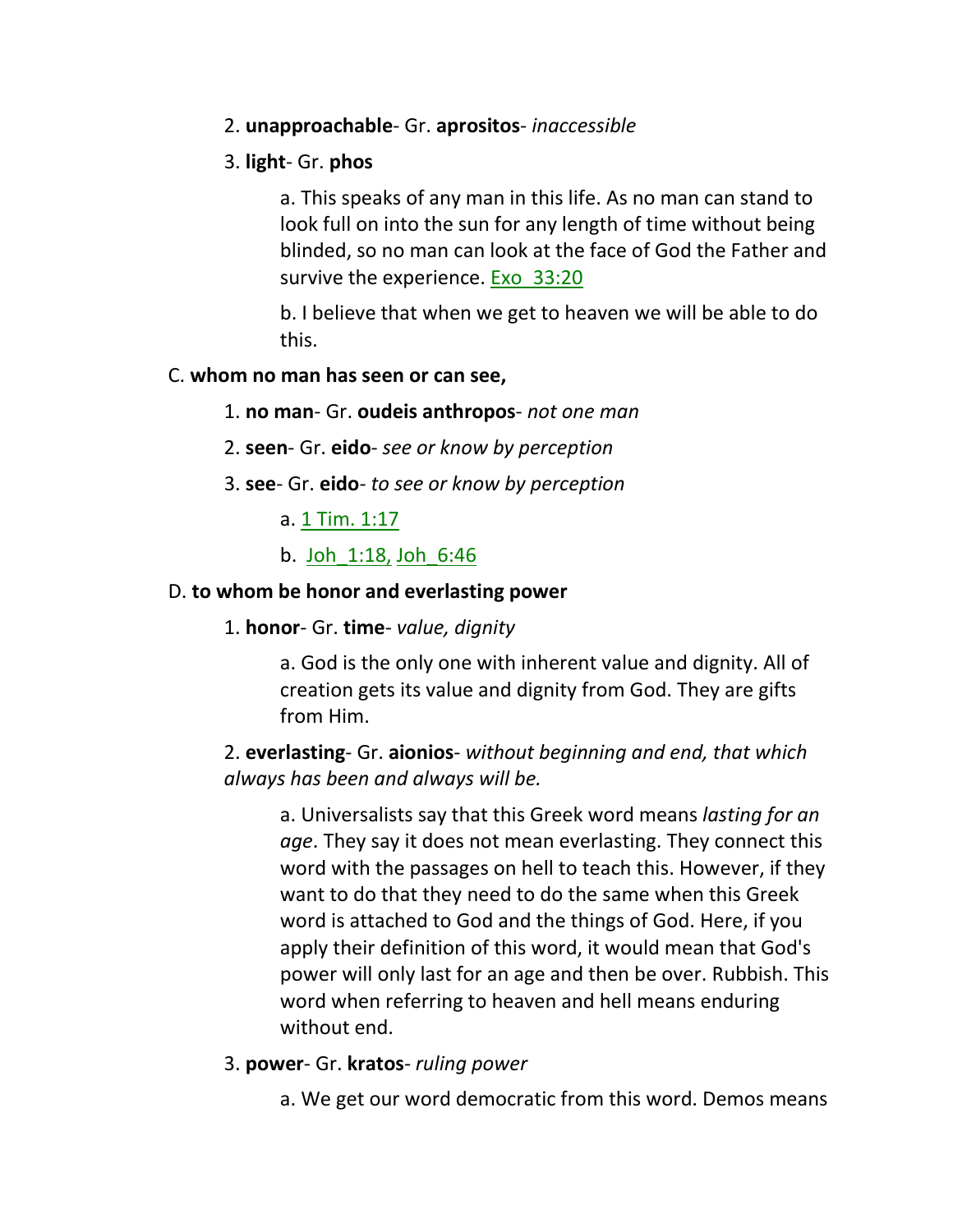2. **unapproachable**- Gr. **aprositos**- *inaccessible*

3. **light**- Gr. **phos**

a. This speaks of any man in this life. As no man can stand to look full on into the sun for any length of time without being blinded, so no man can look at the face of God the Father and survive the experience. Exo_33:20

b. I believe that when we get to heaven we will be able to do this.

C. **whom no man has seen or can see,**

1. **no man**- Gr. **oudeis anthropos**- *not one man*

2. **seen**- Gr. **eido**- *see or know by perception*

3. **see**- Gr. **eido**- *to see or know by perception*

a. 1 Tim. 1:17

b. Joh_1:18, Joh_6:46

D. **to whom be honor and everlasting power**

1. **honor**- Gr. **time**- *value, dignity*

a. God is the only one with inherent value and dignity. All of creation gets its value and dignity from God. They are gifts from Him.

2. **everlasting**- Gr. **aionios**- *without beginning and end, that which always has been and always will be.*

a. Universalists say that this Greek word means *lasting for an age*. They say it does not mean everlasting. They connect this word with the passages on hell to teach this. However, if they want to do that they need to do the same when this Greek word is attached to God and the things of God. Here, if you apply their definition of this word, it would mean that God's power will only last for an age and then be over. Rubbish. This word when referring to heaven and hell means enduring without end.

3. **power**- Gr. **kratos**- *ruling power*

a. We get our word democratic from this word. Demos means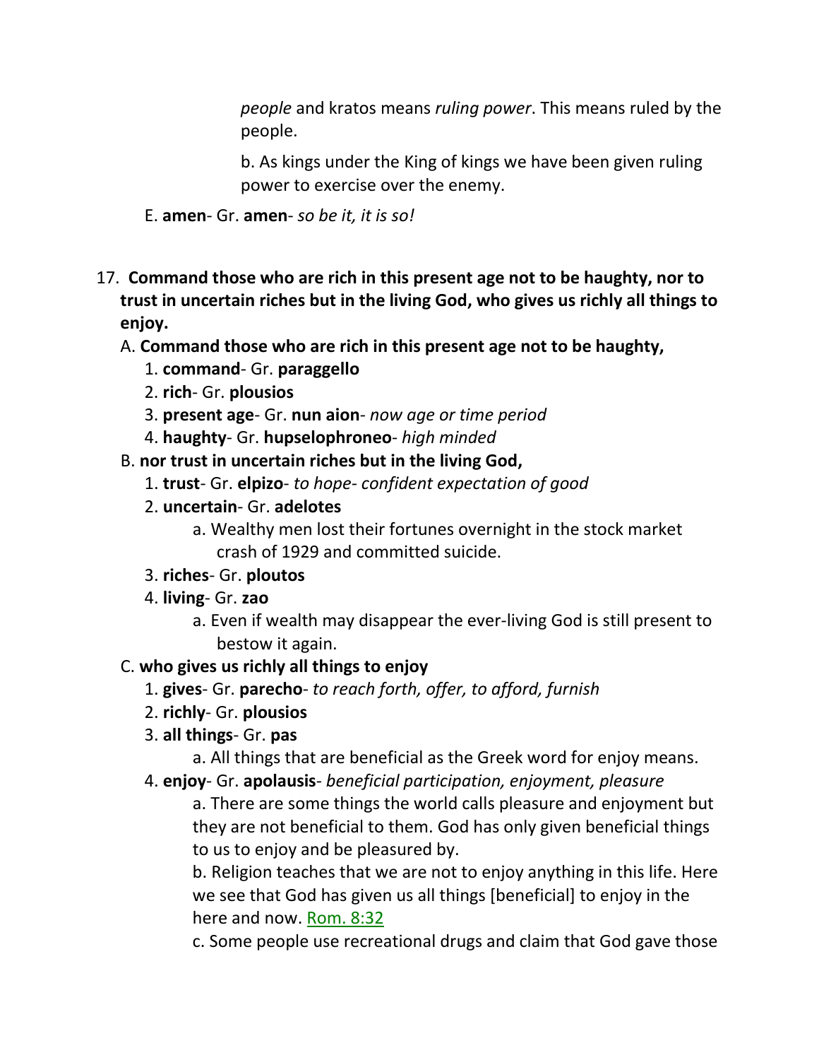*people* and kratos means *ruling power*. This means ruled by the people.

b. As kings under the King of kings we have been given ruling power to exercise over the enemy.

E. **amen**- Gr. **amen**- *so be it, it is so!*

17. **Command those who are rich in this present age not to be haughty, nor to trust in uncertain riches but in the living God, who gives us richly all things to enjoy.**

   A. **Command those who are rich in this present age not to be haughty,**

      1. **command**- Gr. **paraggello**
      2. **rich**- Gr. **plousios**
      3. **present age**- Gr. **nun aion**- *now age or time period*
      4. **haughty**- Gr. **hupselophroneo**- *high minded*

   B. **nor trust in uncertain riches but in the living God,**

      1. **trust**- Gr. **elpizo**- *to hope- confident expectation of good*
      2. **uncertain**- Gr. **adelotes**
         a. Wealthy men lost their fortunes overnight in the stock market crash of 1929 and committed suicide.
      3. **riches**- Gr. **ploutos**
      4. **living**- Gr. **zao**
         a. Even if wealth may disappear the ever-living God is still present to bestow it again.

   C. **who gives us richly all things to enjoy**

      1. **gives**- Gr. **parecho**- *to reach forth, offer, to afford, furnish*
      2. **richly**- Gr. **plousios**
      3. **all things**- Gr. **pas**
         a. All things that are beneficial as the Greek word for enjoy means.
      4. **enjoy**- Gr. **apolausis**- *beneficial participation, enjoyment, pleasure*
         a. There are some things the world calls pleasure and enjoyment but they are not beneficial to them. God has only given beneficial things to us to enjoy and be pleasured by.
         b. Religion teaches that we are not to enjoy anything in this life. Here we see that God has given us all things [beneficial] to enjoy in the here and now. Rom. 8:32
         c. Some people use recreational drugs and claim that God gave those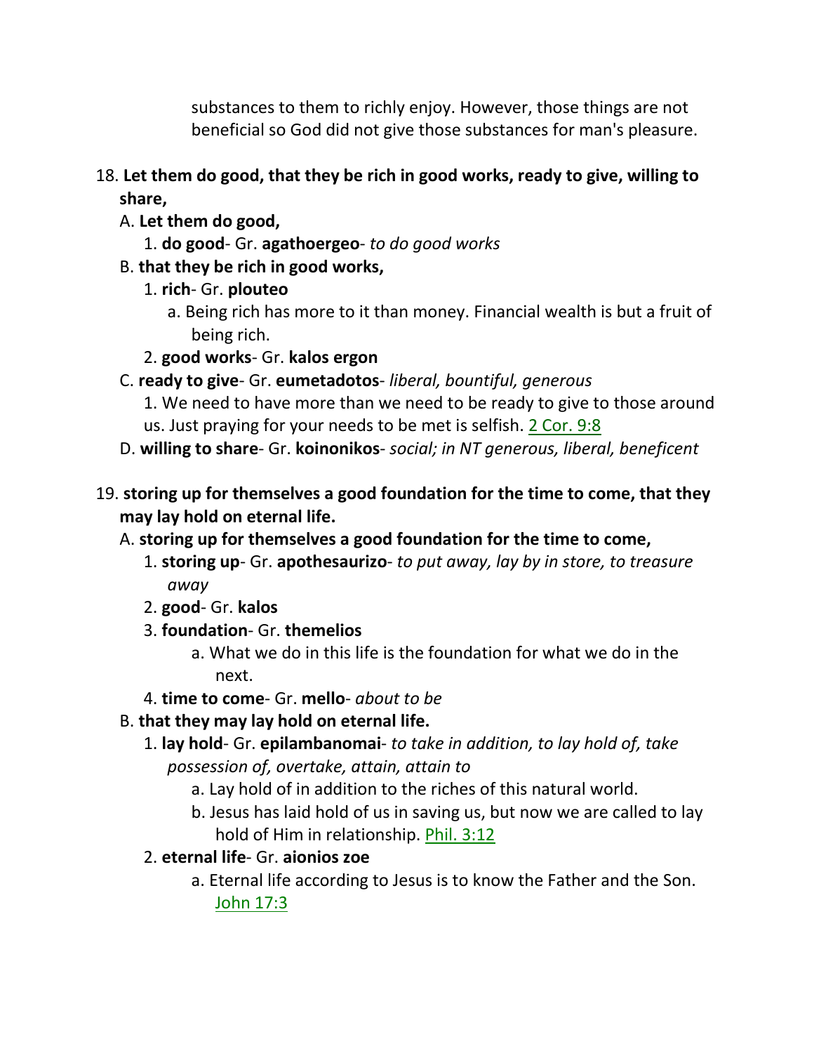substances to them to richly enjoy. However, those things are not beneficial so God did not give those substances for man's pleasure.

18. **Let them do good, that they be rich in good works, ready to give, willing to share,**
    A. **Let them do good,**
        1. **do good**- Gr. **agathoergeo**- *to do good works*
    B. **that they be rich in good works,**
        1. **rich**- Gr. **plouteo**
            a. Being rich has more to it than money. Financial wealth is but a fruit of being rich.
        2. **good works**- Gr. **kalos ergon**
    C. **ready to give**- Gr. **eumetadotos**- *liberal, bountiful, generous*
        1. We need to have more than we need to be ready to give to those around us. Just praying for your needs to be met is selfish. 2 Cor. 9:8
    D. **willing to share**- Gr. **koinonikos**- *social; in NT generous, liberal, beneficent*

19. **storing up for themselves a good foundation for the time to come, that they may lay hold on eternal life.**
    A. **storing up for themselves a good foundation for the time to come,**
        1. **storing up**- Gr. **apothesaurizo**- *to put away, lay by in store, to treasure away*
        2. **good**- Gr. **kalos**
        3. **foundation**- Gr. **themelios**
            a. What we do in this life is the foundation for what we do in the next.
        4. **time to come**- Gr. **mello**- *about to be*
    B. **that they may lay hold on eternal life.**
        1. **lay hold**- Gr. **epilambanomai**- *to take in addition, to lay hold of, take possession of, overtake, attain, attain to*
            a. Lay hold of in addition to the riches of this natural world.
            b. Jesus has laid hold of us in saving us, but now we are called to lay hold of Him in relationship. Phil. 3:12
        2. **eternal life**- Gr. **aionios zoe**
            a. Eternal life according to Jesus is to know the Father and the Son. John 17:3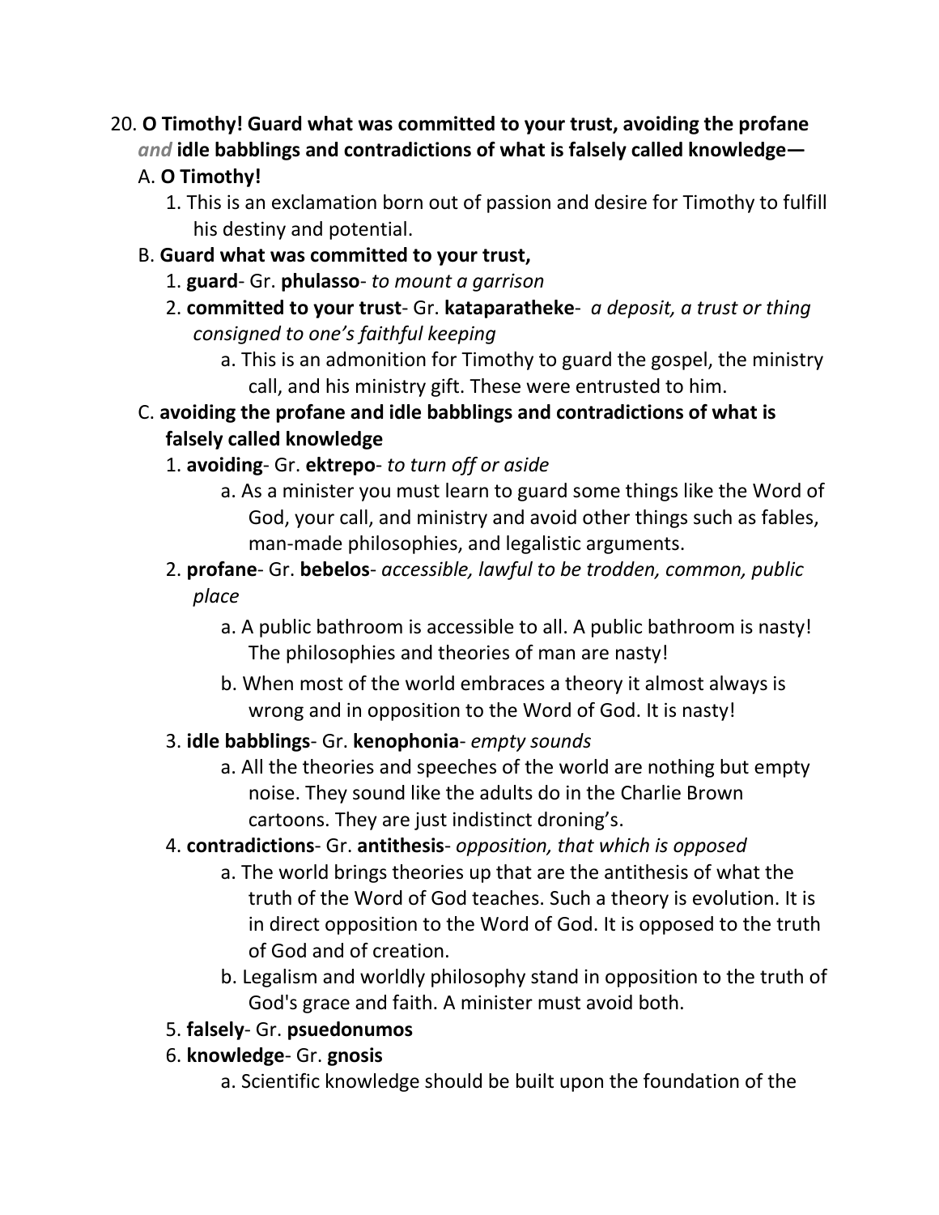20. **O Timothy! Guard what was committed to your trust, avoiding the profane *and* idle babblings and contradictions of what is falsely called knowledge—**

   A. **O Timothy!**

      1. This is an exclamation born out of passion and desire for Timothy to fulfill his destiny and potential.

   B. **Guard what was committed to your trust,**

      1. **guard**- Gr. **phulasso**- *to mount a garrison*
      2. **committed to your trust**- Gr. **kataparatheke**- *a deposit, a trust or thing consigned to one's faithful keeping*
         a. This is an admonition for Timothy to guard the gospel, the ministry call, and his ministry gift. These were entrusted to him.

   C. **avoiding the profane and idle babblings and contradictions of what is falsely called knowledge**

      1. **avoiding**- Gr. **ektrepo**- *to turn off or aside*
         a. As a minister you must learn to guard some things like the Word of God, your call, and ministry and avoid other things such as fables, man-made philosophies, and legalistic arguments.
      2. **profane**- Gr. **bebelos**- *accessible, lawful to be trodden, common, public place*
         a. A public bathroom is accessible to all. A public bathroom is nasty! The philosophies and theories of man are nasty!
         b. When most of the world embraces a theory it almost always is wrong and in opposition to the Word of God. It is nasty!
      3. **idle babblings**- Gr. **kenophonia**- *empty sounds*
         a. All the theories and speeches of the world are nothing but empty noise. They sound like the adults do in the Charlie Brown cartoons. They are just indistinct droning's.
      4. **contradictions**- Gr. **antithesis**- *opposition, that which is opposed*
         a. The world brings theories up that are the antithesis of what the truth of the Word of God teaches. Such a theory is evolution. It is in direct opposition to the Word of God. It is opposed to the truth of God and of creation.
         b. Legalism and worldly philosophy stand in opposition to the truth of God's grace and faith. A minister must avoid both.
      5. **falsely**- Gr. **psuedonumos**
      6. **knowledge**- Gr. **gnosis**
         a. Scientific knowledge should be built upon the foundation of the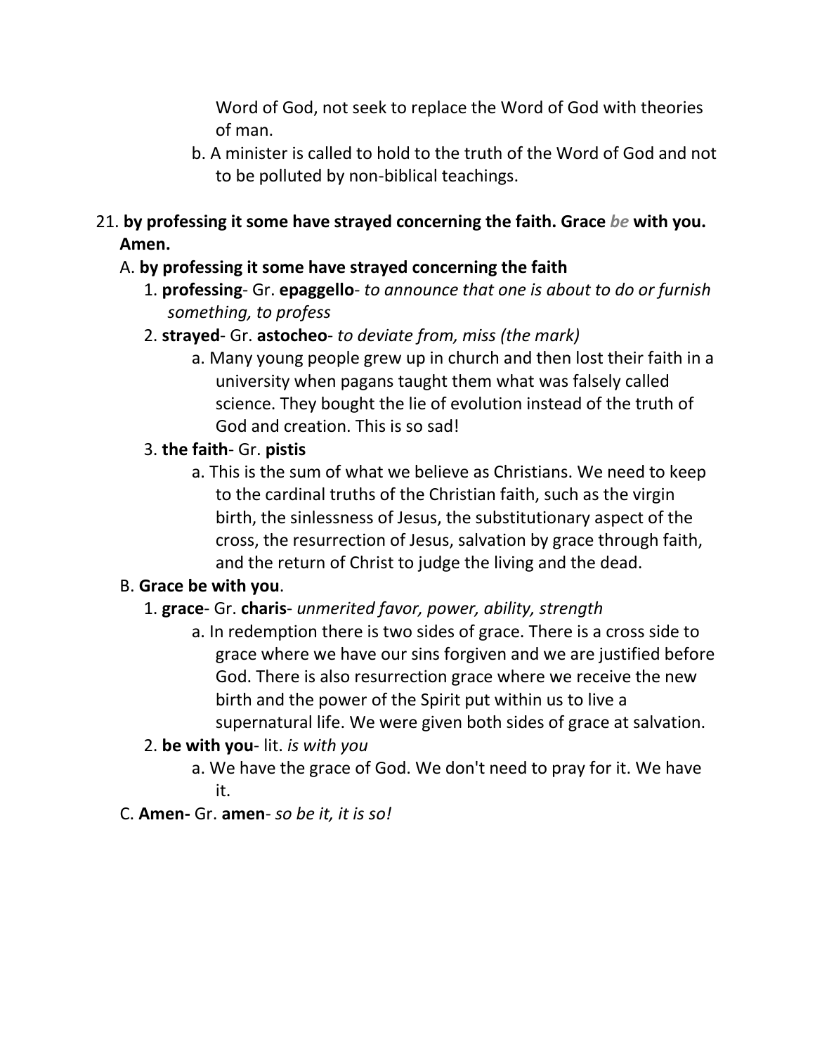Word of God, not seek to replace the Word of God with theories of man.

b. A minister is called to hold to the truth of the Word of God and not to be polluted by non-biblical teachings.

21. **by professing it some have strayed concerning the faith. Grace *be* with you. Amen.**

A. **by professing it some have strayed concerning the faith**

1. **professing**- Gr. **epaggello**- *to announce that one is about to do or furnish something, to profess*

2. **strayed**- Gr. **astocheo**- *to deviate from, miss (the mark)*

a. Many young people grew up in church and then lost their faith in a university when pagans taught them what was falsely called science. They bought the lie of evolution instead of the truth of God and creation. This is so sad!

3. **the faith**- Gr. **pistis**

a. This is the sum of what we believe as Christians. We need to keep to the cardinal truths of the Christian faith, such as the virgin birth, the sinlessness of Jesus, the substitutionary aspect of the cross, the resurrection of Jesus, salvation by grace through faith, and the return of Christ to judge the living and the dead.

B. **Grace be with you**.

1. **grace**- Gr. **charis**- *unmerited favor, power, ability, strength*

a. In redemption there is two sides of grace. There is a cross side to grace where we have our sins forgiven and we are justified before God. There is also resurrection grace where we receive the new birth and the power of the Spirit put within us to live a supernatural life. We were given both sides of grace at salvation.

2. **be with you**- lit. *is with you*

a. We have the grace of God. We don't need to pray for it. We have it.

C. **Amen-** Gr. **amen**- *so be it, it is so!*